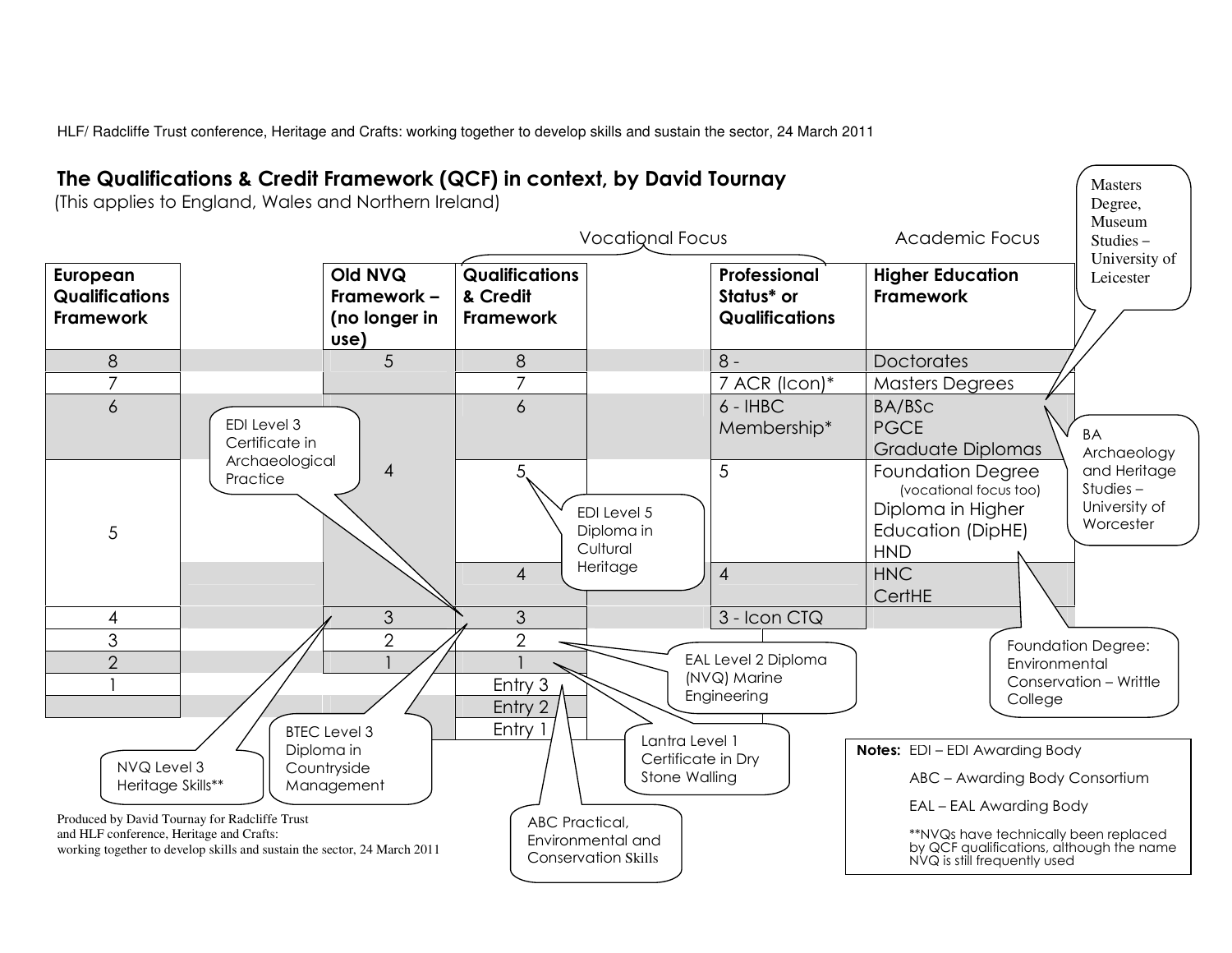HLF/ Radcliffe Trust conference, Heritage and Crafts: working together to develop skills and sustain the sector, 24 March 2011

## The Qualifications & Credit Framework (QCF) in context, by David Tournay

(This applies to England, Wales and Northern Ireland)

| | | Vocational Focus | | | Academic Focus |
|---|---|---|---|---|---|
| **European Qualifications Framework** | **Old NVQ Framework – (no longer in use)** | **Qualifications & Credit Framework** | | **Professional Status* or Qualifications** | **Higher Education Framework** |
| 8 | 5 | 8 | | 8 - | Doctorates |
| 7 | | 7 | | 7 ACR (Icon)* | Masters Degrees |
| 6 | 4 | 6 | | 6 - IHBC Membership* | BA/BSc<br>PGCE<br>Graduate Diplomas |
| 5 | | 5 | | 5 | Foundation Degree (vocational focus too)<br>Diploma in Higher Education (DipHE)<br>HND |
| | | 4 | | 4 | HNC<br>CertHE |
| 4 | 3 | 3 | | 3 - Icon CTQ | |
| 3 | 2 | 2 | | | |
| 2 | 1 | 1 | | | |
| 1 | | Entry 3 | | | |
| | | Entry 2 | | | |
| | | Entry 1 | | | |

Callout examples:

- Masters Degree, Museum Studies – University of Leicester (Masters Degrees)
- BA Archaeology and Heritage Studies – University of Worcester (BA/BSc)
- Foundation Degree: Environmental Conservation – Writtle College (Foundation Degree)
- EDI Level 3 Certificate in Archaeological Practice (QCF 3)
- EDI Level 5 Diploma in Cultural Heritage (QCF 5)
- NVQ Level 3 Heritage Skills** (Old NVQ 3)
- BTEC Level 3 Diploma in Countryside Management (QCF 3)
- EAL Level 2 Diploma (NVQ) Marine Engineering (QCF 2)
- Lantra Level 1 Certificate in Dry Stone Walling (QCF 1)
- ABC Practical, Environmental and Conservation Skills (Entry 1–3)

**Notes:** EDI – EDI Awarding Body

ABC – Awarding Body Consortium

EAL – EAL Awarding Body

**NVQs have technically been replaced by QCF qualifications, although the name NVQ is still frequently used

Produced by David Tournay for Radcliffe Trust and HLF conference, Heritage and Crafts: working together to develop skills and sustain the sector, 24 March 2011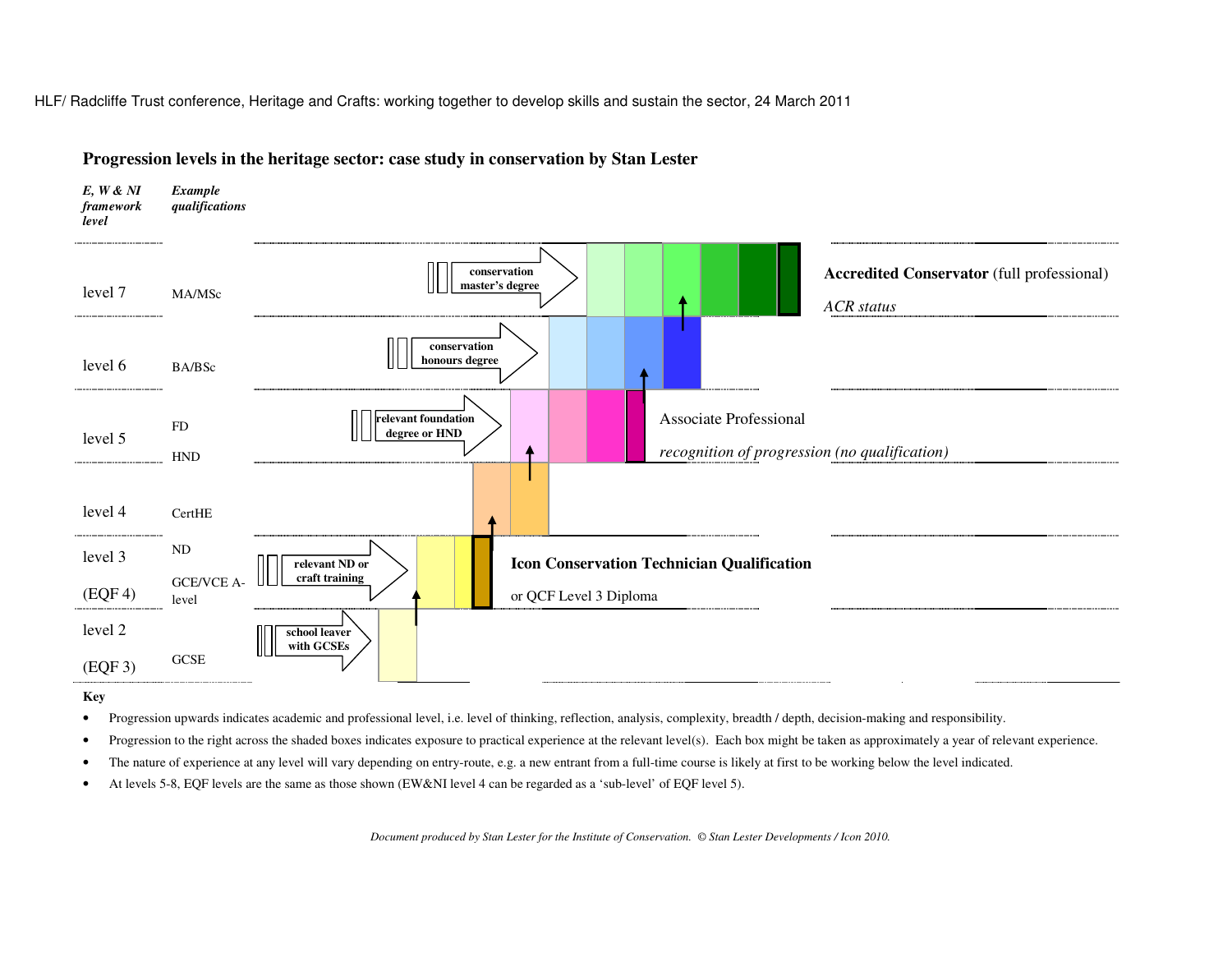HLF/ Radcliffe Trust conference, Heritage and Crafts: working together to develop skills and sustain the sector, 24 March 2011

## Progression levels in the heritage sector: case study in conservation by Stan Lester

*E, W & NI framework level*

*Example qualifications*

level 7 MA/MSc

level 6 BA/BSc

level 5 FD HND

level 4 CertHE

level 3 (EQF 4) ND GCE/VCE A-level

level 2 (EQF 3) GCSE

conservation master's degree

conservation honours degree

relevant foundation degree or HND

relevant ND or craft training

school leaver with GCSEs

**Accredited Conservator** (full professional)

*ACR status*

Associate Professional

*recognition of progression (no qualification)*

**Icon Conservation Technician Qualification**

or QCF Level 3 Diploma

**Key**

- Progression upwards indicates academic and professional level, i.e. level of thinking, reflection, analysis, complexity, breadth / depth, decision-making and responsibility.
- Progression to the right across the shaded boxes indicates exposure to practical experience at the relevant level(s). Each box might be taken as approximately a year of relevant experience.
- The nature of experience at any level will vary depending on entry-route, e.g. a new entrant from a full-time course is likely at first to be working below the level indicated.
- At levels 5-8, EQF levels are the same as those shown (EW&NI level 4 can be regarded as a 'sub-level' of EQF level 5).

*Document produced by Stan Lester for the Institute of Conservation. © Stan Lester Developments / Icon 2010.*